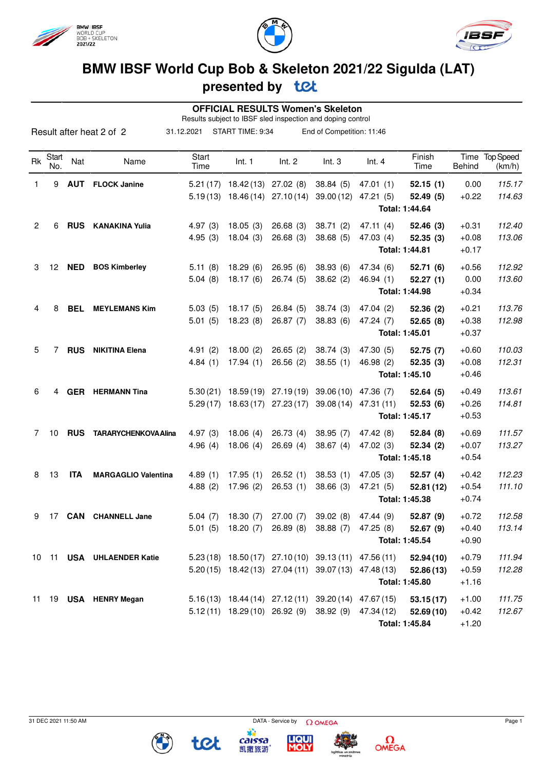# BMW IBSF World Cup Bob & Skeleton 2021/22 Sigulda (LAT)

## presented by tet

### OFFICIAL RESULTS Women's Skeleton

Results subject to IBSF sled inspection and doping control

Result after heat 2 of 2 | 31.12.2021 | START TIME: 9:34 | End of Competition: 11:46

| Rk | Start No. | Nat | Name | Start Time | Int. 1 | Int. 2 | Int. 3 | Int. 4 | Finish Time | Time Behind | Top Speed (km/h) |
|---|---|---|---|---|---|---|---|---|---|---|---|
| 1 | 9 | **AUT** | **FLOCK Janine** | 5.21 (17) | 18.42 (13) | 27.02 (8) | 38.84 (5) | 47.01 (1) | **52.15 (1)** | 0.00 | *115.17* |
| | | | | 5.19 (13) | 18.46 (14) | 27.10 (14) | 39.00 (12) | 47.21 (5) | **52.49 (5)** | +0.22 | *114.63* |
| | | | | | | | | | **Total: 1:44.64** | | |
| 2 | 6 | **RUS** | **KANAKINA Yulia** | 4.97 (3) | 18.05 (3) | 26.68 (3) | 38.71 (2) | 47.11 (4) | **52.46 (3)** | +0.31 | *112.40* |
| | | | | 4.95 (3) | 18.04 (3) | 26.68 (3) | 38.68 (5) | 47.03 (4) | **52.35 (3)** | +0.08 | *113.06* |
| | | | | | | | | | **Total: 1:44.81** | +0.17 | |
| 3 | 12 | **NED** | **BOS Kimberley** | 5.11 (8) | 18.29 (6) | 26.95 (6) | 38.93 (6) | 47.34 (6) | **52.71 (6)** | +0.56 | *112.92* |
| | | | | 5.04 (8) | 18.17 (6) | 26.74 (5) | 38.62 (2) | 46.94 (1) | **52.27 (1)** | 0.00 | *113.60* |
| | | | | | | | | | **Total: 1:44.98** | +0.34 | |
| 4 | 8 | **BEL** | **MEYLEMANS Kim** | 5.03 (5) | 18.17 (5) | 26.84 (5) | 38.74 (3) | 47.04 (2) | **52.36 (2)** | +0.21 | *113.76* |
| | | | | 5.01 (5) | 18.23 (8) | 26.87 (7) | 38.83 (6) | 47.24 (7) | **52.65 (8)** | +0.38 | *112.98* |
| | | | | | | | | | **Total: 1:45.01** | +0.37 | |
| 5 | 7 | **RUS** | **NIKITINA Elena** | 4.91 (2) | 18.00 (2) | 26.65 (2) | 38.74 (3) | 47.30 (5) | **52.75 (7)** | +0.60 | *110.03* |
| | | | | 4.84 (1) | 17.94 (1) | 26.56 (2) | 38.55 (1) | 46.98 (2) | **52.35 (3)** | +0.08 | *112.31* |
| | | | | | | | | | **Total: 1:45.10** | +0.46 | |
| 6 | 4 | **GER** | **HERMANN Tina** | 5.30 (21) | 18.59 (19) | 27.19 (19) | 39.06 (10) | 47.36 (7) | **52.64 (5)** | +0.49 | *113.61* |
| | | | | 5.29 (17) | 18.63 (17) | 27.23 (17) | 39.08 (14) | 47.31 (11) | **52.53 (6)** | +0.26 | *114.81* |
| | | | | | | | | | **Total: 1:45.17** | +0.53 | |
| 7 | 10 | **RUS** | **TARARYCHENKOVA Alina** | 4.97 (3) | 18.06 (4) | 26.73 (4) | 38.95 (7) | 47.42 (8) | **52.84 (8)** | +0.69 | *111.57* |
| | | | | 4.96 (4) | 18.06 (4) | 26.69 (4) | 38.67 (4) | 47.02 (3) | **52.34 (2)** | +0.07 | *113.27* |
| | | | | | | | | | **Total: 1:45.18** | +0.54 | |
| 8 | 13 | **ITA** | **MARGAGLIO Valentina** | 4.89 (1) | 17.95 (1) | 26.52 (1) | 38.53 (1) | 47.05 (3) | **52.57 (4)** | +0.42 | *112.23* |
| | | | | 4.88 (2) | 17.96 (2) | 26.53 (1) | 38.66 (3) | 47.21 (5) | **52.81 (12)** | +0.54 | *111.10* |
| | | | | | | | | | **Total: 1:45.38** | +0.74 | |
| 9 | 17 | **CAN** | **CHANNELL Jane** | 5.04 (7) | 18.30 (7) | 27.00 (7) | 39.02 (8) | 47.44 (9) | **52.87 (9)** | +0.72 | *112.58* |
| | | | | 5.01 (5) | 18.20 (7) | 26.89 (8) | 38.88 (7) | 47.25 (8) | **52.67 (9)** | +0.40 | *113.14* |
| | | | | | | | | | **Total: 1:45.54** | +0.90 | |
| 10 | 11 | **USA** | **UHLAENDER Katie** | 5.23 (18) | 18.50 (17) | 27.10 (10) | 39.13 (11) | 47.56 (11) | **52.94 (10)** | +0.79 | *111.94* |
| | | | | 5.20 (15) | 18.42 (13) | 27.04 (11) | 39.07 (13) | 47.48 (13) | **52.86 (13)** | +0.59 | *112.28* |
| | | | | | | | | | **Total: 1:45.80** | +1.16 | |
| 11 | 19 | **USA** | **HENRY Megan** | 5.16 (13) | 18.44 (14) | 27.12 (11) | 39.20 (14) | 47.67 (15) | **53.15 (17)** | +1.00 | *111.75* |
| | | | | 5.12 (11) | 18.29 (10) | 26.92 (9) | 38.92 (9) | 47.34 (12) | **52.69 (10)** | +0.42 | *112.67* |
| | | | | | | | | | **Total: 1:45.84** | +1.20 | |

31 DEC 2021 11:50 AM

DATA - Service by OMEGA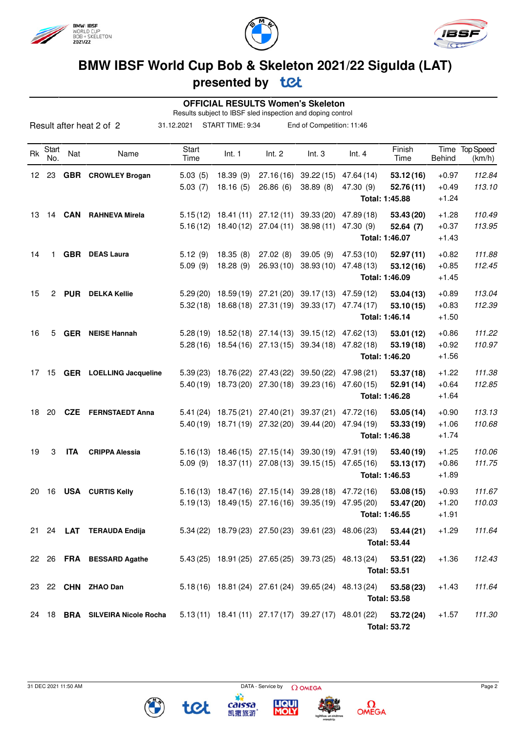# BMW IBSF World Cup Bob & Skeleton 2021/22 Sigulda (LAT)

## presented by tet

### OFFICIAL RESULTS Women's Skeleton

Results subject to IBSF sled inspection and doping control

Result after heat 2 of 2 | 31.12.2021 | START TIME: 9:34 | End of Competition: 11:46

| Rk | Start No. | Nat | Name | Start Time | Int. 1 | Int. 2 | Int. 3 | Int. 4 | Finish Time | Time Behind | Top Speed (km/h) |
|---|---|---|---|---|---|---|---|---|---|---|---|
| 12 | 23 | **GBR** | **CROWLEY Brogan** | 5.03 (5) | 18.39 (9) | 27.16 (16) | 39.22 (15) | 47.64 (14) | **53.12 (16)** | +0.97 | *112.84* |
| | | | | 5.03 (7) | 18.16 (5) | 26.86 (6) | 38.89 (8) | 47.30 (9) | **52.76 (11)** | +0.49 | *113.10* |
| | | | | | | | | | **Total: 1:45.88** | +1.24 | |
| 13 | 14 | **CAN** | **RAHNEVA Mirela** | 5.15 (12) | 18.41 (11) | 27.12 (11) | 39.33 (20) | 47.89 (18) | **53.43 (20)** | +1.28 | *110.49* |
| | | | | 5.16 (12) | 18.40 (12) | 27.04 (11) | 38.98 (11) | 47.30 (9) | **52.64 (7)** | +0.37 | *113.95* |
| | | | | | | | | | **Total: 1:46.07** | +1.43 | |
| 14 | 1 | **GBR** | **DEAS Laura** | 5.12 (9) | 18.35 (8) | 27.02 (8) | 39.05 (9) | 47.53 (10) | **52.97 (11)** | +0.82 | *111.88* |
| | | | | 5.09 (9) | 18.28 (9) | 26.93 (10) | 38.93 (10) | 47.48 (13) | **53.12 (16)** | +0.85 | *112.45* |
| | | | | | | | | | **Total: 1:46.09** | +1.45 | |
| 15 | 2 | **PUR** | **DELKA Kellie** | 5.29 (20) | 18.59 (19) | 27.21 (20) | 39.17 (13) | 47.59 (12) | **53.04 (13)** | +0.89 | *113.04* |
| | | | | 5.32 (18) | 18.68 (18) | 27.31 (19) | 39.33 (17) | 47.74 (17) | **53.10 (15)** | +0.83 | *112.39* |
| | | | | | | | | | **Total: 1:46.14** | +1.50 | |
| 16 | 5 | **GER** | **NEISE Hannah** | 5.28 (19) | 18.52 (18) | 27.14 (13) | 39.15 (12) | 47.62 (13) | **53.01 (12)** | +0.86 | *111.22* |
| | | | | 5.28 (16) | 18.54 (16) | 27.13 (15) | 39.34 (18) | 47.82 (18) | **53.19 (18)** | +0.92 | *110.97* |
| | | | | | | | | | **Total: 1:46.20** | +1.56 | |
| 17 | 15 | **GER** | **LOELLING Jacqueline** | 5.39 (23) | 18.76 (22) | 27.43 (22) | 39.50 (22) | 47.98 (21) | **53.37 (18)** | +1.22 | *111.38* |
| | | | | 5.40 (19) | 18.73 (20) | 27.30 (18) | 39.23 (16) | 47.60 (15) | **52.91 (14)** | +0.64 | *112.85* |
| | | | | | | | | | **Total: 1:46.28** | +1.64 | |
| 18 | 20 | **CZE** | **FERNSTAEDT Anna** | 5.41 (24) | 18.75 (21) | 27.40 (21) | 39.37 (21) | 47.72 (16) | **53.05 (14)** | +0.90 | *113.13* |
| | | | | 5.40 (19) | 18.71 (19) | 27.32 (20) | 39.44 (20) | 47.94 (19) | **53.33 (19)** | +1.06 | *110.68* |
| | | | | | | | | | **Total: 1:46.38** | +1.74 | |
| 19 | 3 | **ITA** | **CRIPPA Alessia** | 5.16 (13) | 18.46 (15) | 27.15 (14) | 39.30 (19) | 47.91 (19) | **53.40 (19)** | +1.25 | *110.06* |
| | | | | 5.09 (9) | 18.37 (11) | 27.08 (13) | 39.15 (15) | 47.65 (16) | **53.13 (17)** | +0.86 | *111.75* |
| | | | | | | | | | **Total: 1:46.53** | +1.89 | |
| 20 | 16 | **USA** | **CURTIS Kelly** | 5.16 (13) | 18.47 (16) | 27.15 (14) | 39.28 (18) | 47.72 (16) | **53.08 (15)** | +0.93 | *111.67* |
| | | | | 5.19 (13) | 18.49 (15) | 27.16 (16) | 39.35 (19) | 47.95 (20) | **53.47 (20)** | +1.20 | *110.03* |
| | | | | | | | | | **Total: 1:46.55** | +1.91 | |
| 21 | 24 | **LAT** | **TERAUDA Endija** | 5.34 (22) | 18.79 (23) | 27.50 (23) | 39.61 (23) | 48.06 (23) | **53.44 (21)** | +1.29 | *111.64* |
| | | | | | | | | | **Total: 53.44** | | |
| 22 | 26 | **FRA** | **BESSARD Agathe** | 5.43 (25) | 18.91 (25) | 27.65 (25) | 39.73 (25) | 48.13 (24) | **53.51 (22)** | +1.36 | *112.43* |
| | | | | | | | | | **Total: 53.51** | | |
| 23 | 22 | **CHN** | **ZHAO Dan** | 5.18 (16) | 18.81 (24) | 27.61 (24) | 39.65 (24) | 48.13 (24) | **53.58 (23)** | +1.43 | *111.64* |
| | | | | | | | | | **Total: 53.58** | | |
| 24 | 18 | **BRA** | **SILVEIRA Nicole Rocha** | 5.13 (11) | 18.41 (11) | 27.17 (17) | 39.27 (17) | 48.01 (22) | **53.72 (24)** | +1.57 | *111.30* |
| | | | | | | | | | **Total: 53.72** | | |

31 DEC 2021 11:50 AM — DATA - Service by OMEGA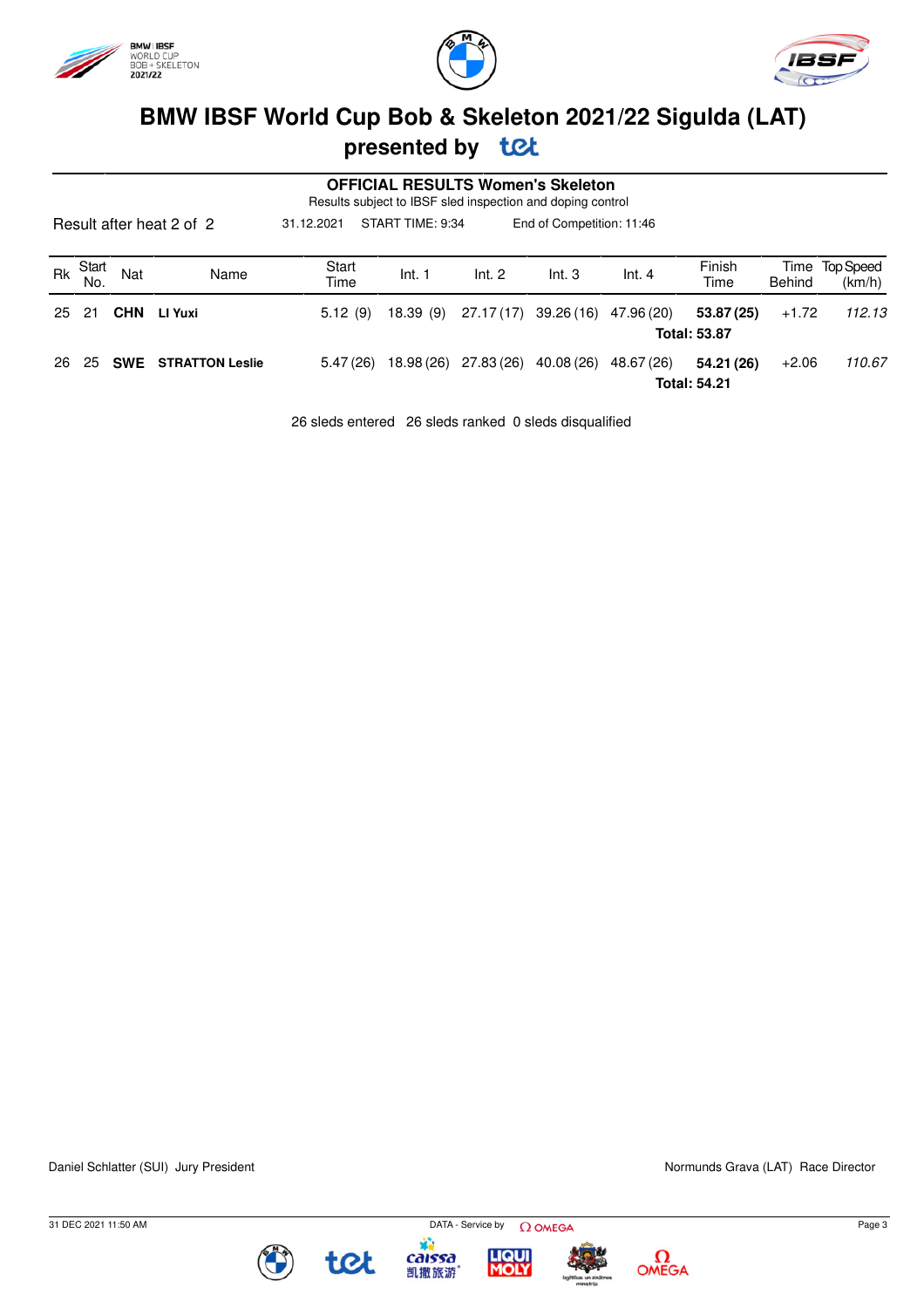# BMW IBSF World Cup Bob & Skeleton 2021/22 Sigulda (LAT)

## presented by tet

### OFFICIAL RESULTS Women's Skeleton

Results subject to IBSF sled inspection and doping control

Result after heat 2 of 2 | 31.12.2021 | START TIME: 9:34 | End of Competition: 11:46

| Rk | Start No. | Nat | Name | Start Time | Int. 1 | Int. 2 | Int. 3 | Int. 4 | Finish Time | Time Behind | Top Speed (km/h) |
|---|---|---|---|---|---|---|---|---|---|---|---|
| 25 | 21 | **CHN** | **LI Yuxi** | 5.12 (9) | 18.39 (9) | 27.17 (17) | 39.26 (16) | 47.96 (20) | **53.87 (25)** **Total: 53.87** | +1.72 | *112.13* |
| 26 | 25 | **SWE** | **STRATTON Leslie** | 5.47 (26) | 18.98 (26) | 27.83 (26) | 40.08 (26) | 48.67 (26) | **54.21 (26)** **Total: 54.21** | +2.06 | *110.67* |

26 sleds entered 26 sleds ranked 0 sleds disqualified

Daniel Schlatter (SUI) Jury President

Normunds Grava (LAT) Race Director

31 DEC 2021 11:50 AM

DATA - Service by OMEGA